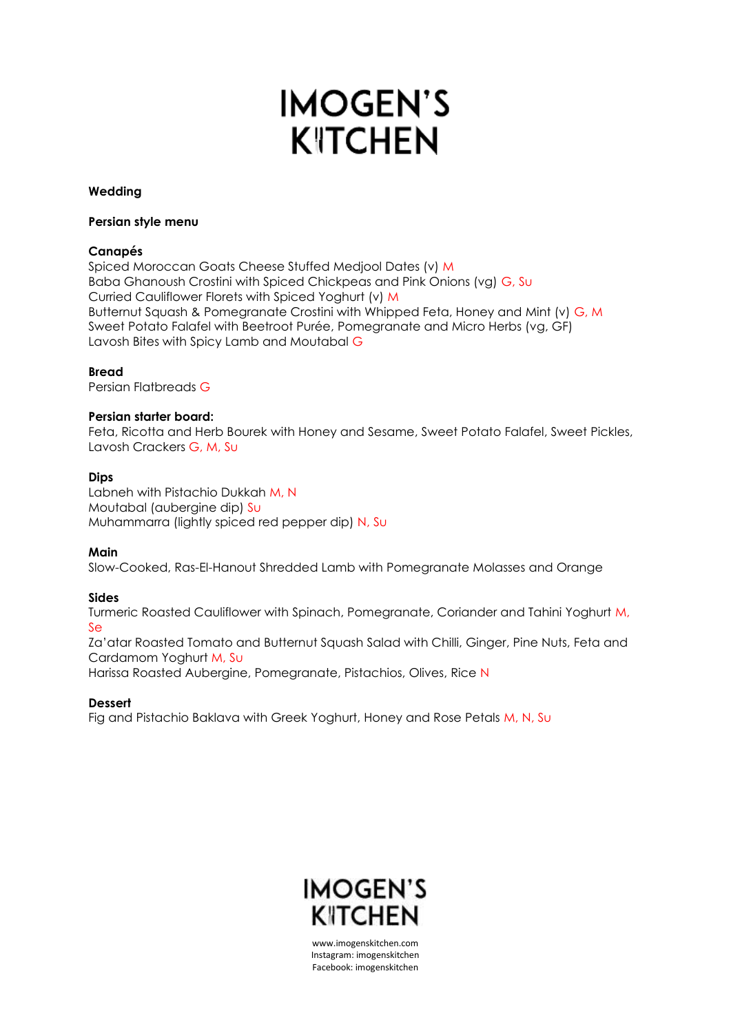# IMOGEN'S KITCHEN

**Wedding**

**Persian style menu**

**Canapés**
Spiced Moroccan Goats Cheese Stuffed Medjool Dates (v) M
Baba Ghanoush Crostini with Spiced Chickpeas and Pink Onions (vg) G, Su
Curried Cauliflower Florets with Spiced Yoghurt (v) M
Butternut Squash & Pomegranate Crostini with Whipped Feta, Honey and Mint (v) G, M
Sweet Potato Falafel with Beetroot Purée, Pomegranate and Micro Herbs (vg, GF)
Lavosh Bites with Spicy Lamb and Moutabal G

**Bread**
Persian Flatbreads G

**Persian starter board:**
Feta, Ricotta and Herb Bourek with Honey and Sesame, Sweet Potato Falafel, Sweet Pickles, Lavosh Crackers G, M, Su

**Dips**
Labneh with Pistachio Dukkah M, N
Moutabal (aubergine dip) Su
Muhammarra (lightly spiced red pepper dip) N, Su

**Main**
Slow-Cooked, Ras-El-Hanout Shredded Lamb with Pomegranate Molasses and Orange

**Sides**
Turmeric Roasted Cauliflower with Spinach, Pomegranate, Coriander and Tahini Yoghurt M, Se
Za'atar Roasted Tomato and Butternut Squash Salad with Chilli, Ginger, Pine Nuts, Feta and Cardamom Yoghurt M, Su
Harissa Roasted Aubergine, Pomegranate, Pistachios, Olives, Rice N

**Dessert**
Fig and Pistachio Baklava with Greek Yoghurt, Honey and Rose Petals M, N, Su

IMOGEN'S KITCHEN
www.imogenskitchen.com
Instagram: imogenskitchen
Facebook: imogenskitchen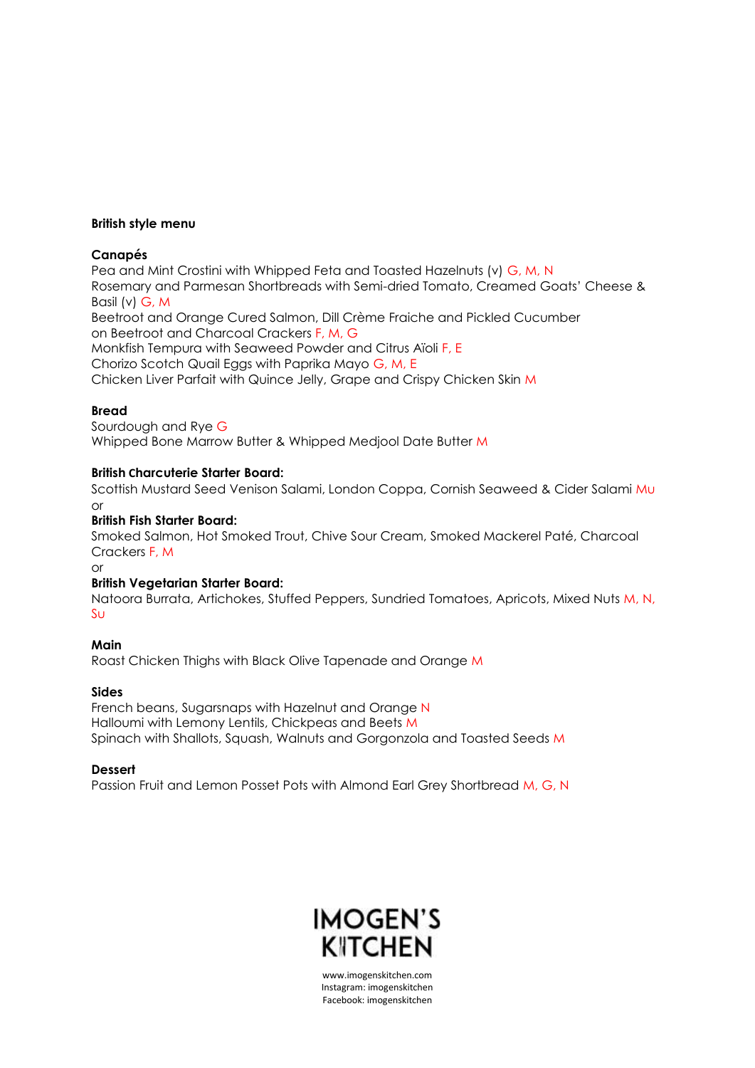**British style menu**

**Canapés**

Pea and Mint Crostini with Whipped Feta and Toasted Hazelnuts (v) G, M, N
Rosemary and Parmesan Shortbreads with Semi-dried Tomato, Creamed Goats' Cheese & Basil (v) G, M
Beetroot and Orange Cured Salmon, Dill Crème Fraiche and Pickled Cucumber on Beetroot and Charcoal Crackers F, M, G
Monkfish Tempura with Seaweed Powder and Citrus Aïoli F, E
Chorizo Scotch Quail Eggs with Paprika Mayo G, M, E
Chicken Liver Parfait with Quince Jelly, Grape and Crispy Chicken Skin M

**Bread**

Sourdough and Rye G
Whipped Bone Marrow Butter & Whipped Medjool Date Butter M

**British Charcuterie Starter Board:**
Scottish Mustard Seed Venison Salami, London Coppa, Cornish Seaweed & Cider Salami Mu

or

**British Fish Starter Board:**
Smoked Salmon, Hot Smoked Trout, Chive Sour Cream, Smoked Mackerel Paté, Charcoal Crackers F, M

or

**British Vegetarian Starter Board:**
Natoora Burrata, Artichokes, Stuffed Peppers, Sundried Tomatoes, Apricots, Mixed Nuts M, N, Su

**Main**

Roast Chicken Thighs with Black Olive Tapenade and Orange M

**Sides**

French beans, Sugarsnaps with Hazelnut and Orange N
Halloumi with Lemony Lentils, Chickpeas and Beets M
Spinach with Shallots, Squash, Walnuts and Gorgonzola and Toasted Seeds M

**Dessert**

Passion Fruit and Lemon Posset Pots with Almond Earl Grey Shortbread M, G, N

IMOGEN'S KITCHEN

www.imogenskitchen.com
Instagram: imogenskitchen
Facebook: imogenskitchen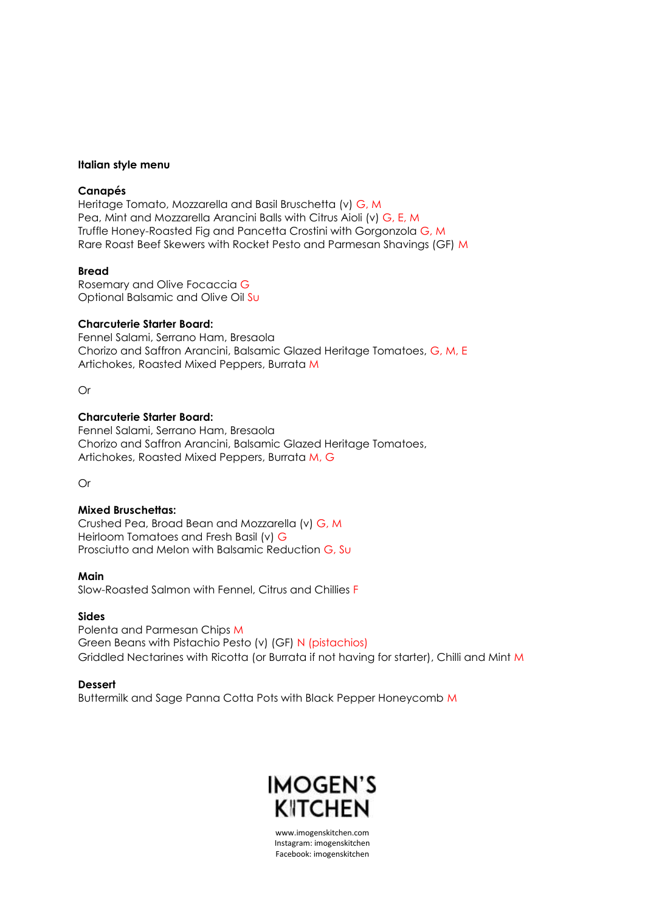**Italian style menu**

**Canapés**
Heritage Tomato, Mozzarella and Basil Bruschetta (v) G, M
Pea, Mint and Mozzarella Arancini Balls with Citrus Aioli (v) G, E, M
Truffle Honey-Roasted Fig and Pancetta Crostini with Gorgonzola G, M
Rare Roast Beef Skewers with Rocket Pesto and Parmesan Shavings (GF) M

**Bread**
Rosemary and Olive Focaccia G
Optional Balsamic and Olive Oil Su

**Charcuterie Starter Board:**
Fennel Salami, Serrano Ham, Bresaola
Chorizo and Saffron Arancini, Balsamic Glazed Heritage Tomatoes, G, M, E
Artichokes, Roasted Mixed Peppers, Burrata M

Or

**Charcuterie Starter Board:**
Fennel Salami, Serrano Ham, Bresaola
Chorizo and Saffron Arancini, Balsamic Glazed Heritage Tomatoes,
Artichokes, Roasted Mixed Peppers, Burrata M, G

Or

**Mixed Bruschettas:**
Crushed Pea, Broad Bean and Mozzarella (v) G, M
Heirloom Tomatoes and Fresh Basil (v) G
Prosciutto and Melon with Balsamic Reduction G, Su

**Main**
Slow-Roasted Salmon with Fennel, Citrus and Chillies F

**Sides**
Polenta and Parmesan Chips M
Green Beans with Pistachio Pesto (v) (GF) N (pistachios)
Griddled Nectarines with Ricotta (or Burrata if not having for starter), Chilli and Mint M

**Dessert**
Buttermilk and Sage Panna Cotta Pots with Black Pepper Honeycomb M

IMOGEN'S KITCHEN

www.imogenskitchen.com
Instagram: imogenskitchen
Facebook: imogenskitchen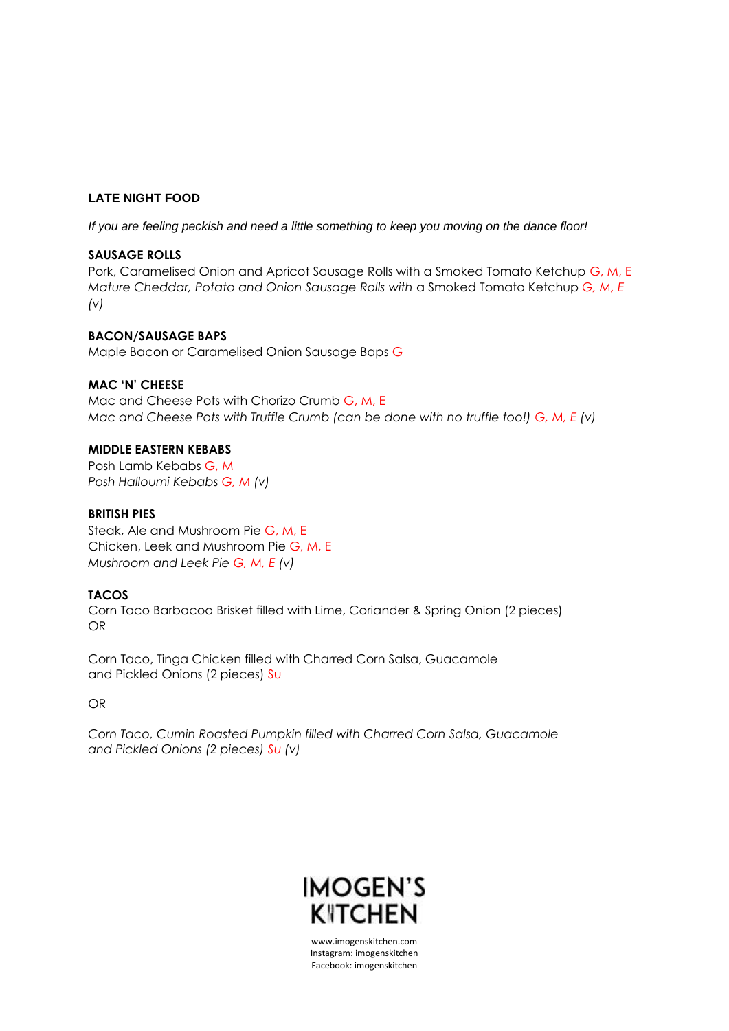## LATE NIGHT FOOD

*If you are feeling peckish and need a little something to keep you moving on the dance floor!*

**SAUSAGE ROLLS**

Pork, Caramelised Onion and Apricot Sausage Rolls with a Smoked Tomato Ketchup G, M, E

*Mature Cheddar, Potato and Onion Sausage Rolls with a Smoked Tomato Ketchup G, M, E (v)*

**BACON/SAUSAGE BAPS**

Maple Bacon or Caramelised Onion Sausage Baps G

**MAC 'N' CHEESE**

Mac and Cheese Pots with Chorizo Crumb G, M, E

*Mac and Cheese Pots with Truffle Crumb (can be done with no truffle too!) G, M, E (v)*

**MIDDLE EASTERN KEBABS**

Posh Lamb Kebabs G, M

*Posh Halloumi Kebabs G, M (v)*

**BRITISH PIES**

Steak, Ale and Mushroom Pie G, M, E

Chicken, Leek and Mushroom Pie G, M, E

*Mushroom and Leek Pie G, M, E (v)*

**TACOS**

Corn Taco Barbacoa Brisket filled with Lime, Coriander & Spring Onion (2 pieces)

OR

Corn Taco, Tinga Chicken filled with Charred Corn Salsa, Guacamole and Pickled Onions (2 pieces) Su

OR

*Corn Taco, Cumin Roasted Pumpkin filled with Charred Corn Salsa, Guacamole and Pickled Onions (2 pieces) Su (v)*

IMOGEN'S KITCHEN

www.imogenskitchen.com
Instagram: imogenskitchen
Facebook: imogenskitchen